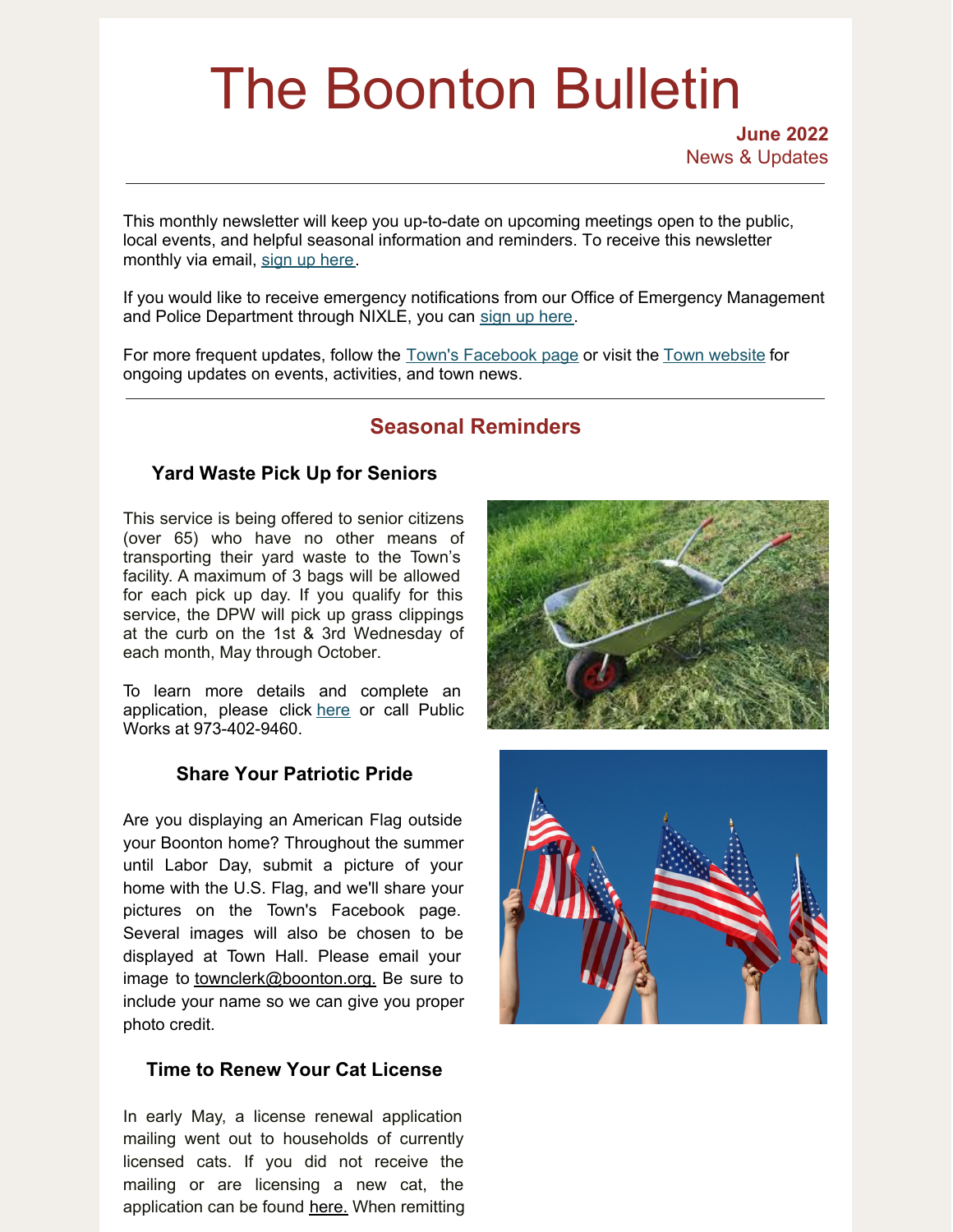# The Boonton Bulletin

**June 2022**
News & Updates

---

This monthly newsletter will keep you up-to-date on upcoming meetings open to the public, local events, and helpful seasonal information and reminders. To receive this newsletter monthly via email, sign up here.

If you would like to receive emergency notifications from our Office of Emergency Management and Police Department through NIXLE, you can sign up here.

For more frequent updates, follow the Town's Facebook page or visit the Town website for ongoing updates on events, activities, and town news.

---

## Seasonal Reminders

### Yard Waste Pick Up for Seniors

This service is being offered to senior citizens (over 65) who have no other means of transporting their yard waste to the Town's facility. A maximum of 3 bags will be allowed for each pick up day. If you qualify for this service, the DPW will pick up grass clippings at the curb on the 1st & 3rd Wednesday of each month, May through October.

To learn more details and complete an application, please click here or call Public Works at 973-402-9460.

### Share Your Patriotic Pride

Are you displaying an American Flag outside your Boonton home? Throughout the summer until Labor Day, submit a picture of your home with the U.S. Flag, and we'll share your pictures on the Town's Facebook page. Several images will also be chosen to be displayed at Town Hall. Please email your image to townclerk@boonton.org. Be sure to include your name so we can give you proper photo credit.

### Time to Renew Your Cat License

In early May, a license renewal application mailing went out to households of currently licensed cats. If you did not receive the mailing or are licensing a new cat, the application can be found here. When remitting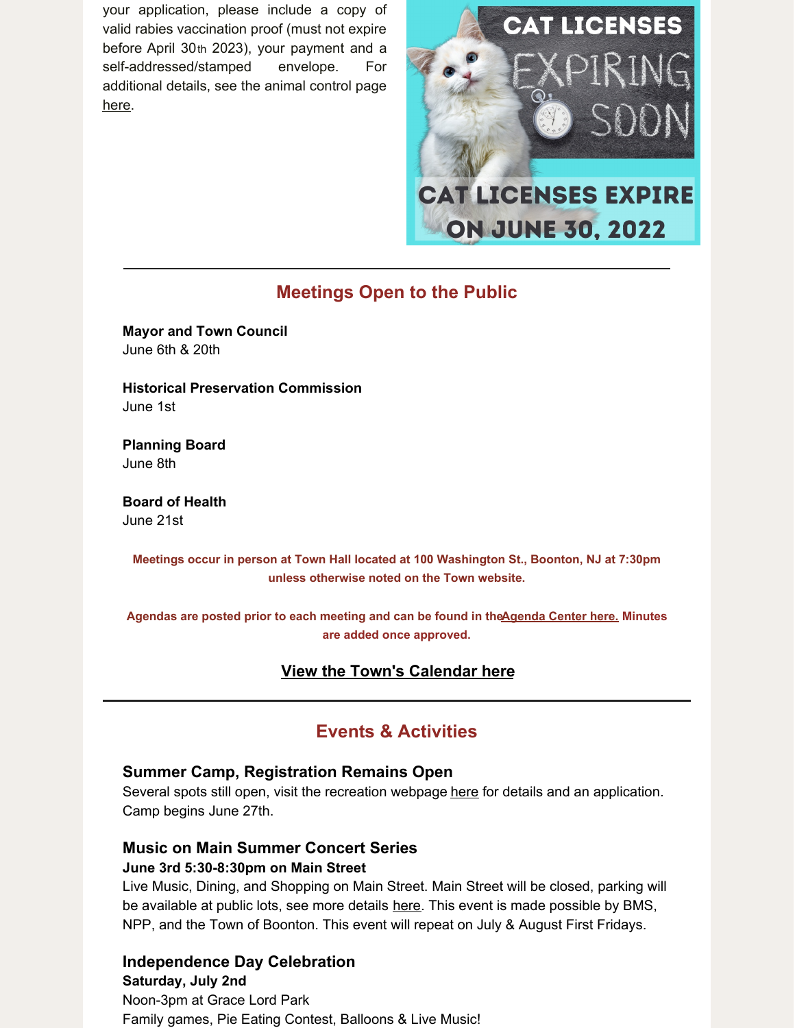your application, please include a copy of valid rabies vaccination proof (must not expire before April 30th 2023), your payment and a self-addressed/stamped envelope. For additional details, see the animal control page here.

## Meetings Open to the Public

**Mayor and Town Council**
June 6th & 20th

**Historical Preservation Commission**
June 1st

**Planning Board**
June 8th

**Board of Health**
June 21st

**Meetings occur in person at Town Hall located at 100 Washington St., Boonton, NJ at 7:30pm unless otherwise noted on the Town website.**

**Agendas are posted prior to each meeting and can be found in the Agenda Center here. Minutes are added once approved.**

**View the Town's Calendar here**

## Events & Activities

### Summer Camp, Registration Remains Open

Several spots still open, visit the recreation webpage here for details and an application. Camp begins June 27th.

### Music on Main Summer Concert Series

**June 3rd 5:30-8:30pm on Main Street**

Live Music, Dining, and Shopping on Main Street. Main Street will be closed, parking will be available at public lots, see more details here. This event is made possible by BMS, NPP, and the Town of Boonton. This event will repeat on July & August First Fridays.

### Independence Day Celebration

**Saturday, July 2nd**

Noon-3pm at Grace Lord Park
Family games, Pie Eating Contest, Balloons & Live Music!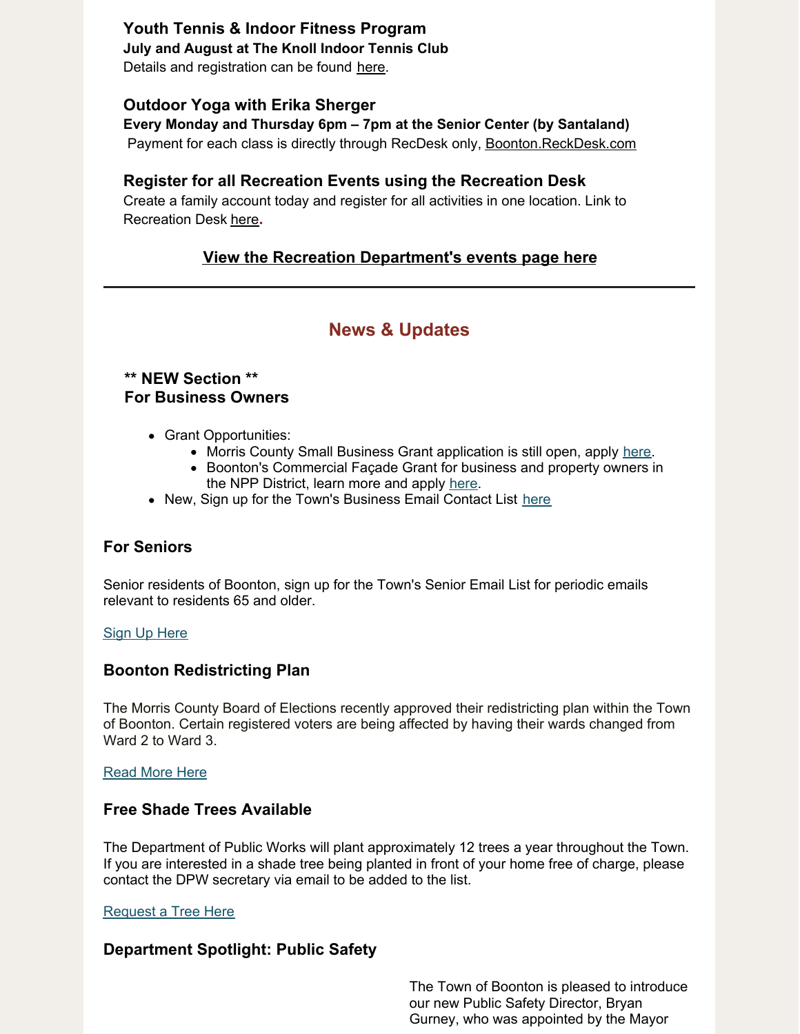### Youth Tennis & Indoor Fitness Program

**July and August at The Knoll Indoor Tennis Club**

Details and registration can be found here.

### Outdoor Yoga with Erika Sherger

**Every Monday and Thursday 6pm – 7pm at the Senior Center (by Santaland)**

Payment for each class is directly through RecDesk only, Boonton.ReckDesk.com

### Register for all Recreation Events using the Recreation Desk

Create a family account today and register for all activities in one location. Link to Recreation Desk here.

**View the Recreation Department's events page here**

---

## News & Updates

### ** NEW Section **
### For Business Owners

- Grant Opportunities:
  - Morris County Small Business Grant application is still open, apply here.
  - Boonton's Commercial Façade Grant for business and property owners in the NPP District, learn more and apply here.
- New, Sign up for the Town's Business Email Contact List here

### For Seniors

Senior residents of Boonton, sign up for the Town's Senior Email List for periodic emails relevant to residents 65 and older.

Sign Up Here

### Boonton Redistricting Plan

The Morris County Board of Elections recently approved their redistricting plan within the Town of Boonton. Certain registered voters are being affected by having their wards changed from Ward 2 to Ward 3.

Read More Here

### Free Shade Trees Available

The Department of Public Works will plant approximately 12 trees a year throughout the Town. If you are interested in a shade tree being planted in front of your home free of charge, please contact the DPW secretary via email to be added to the list.

Request a Tree Here

### Department Spotlight: Public Safety

The Town of Boonton is pleased to introduce our new Public Safety Director, Bryan Gurney, who was appointed by the Mayor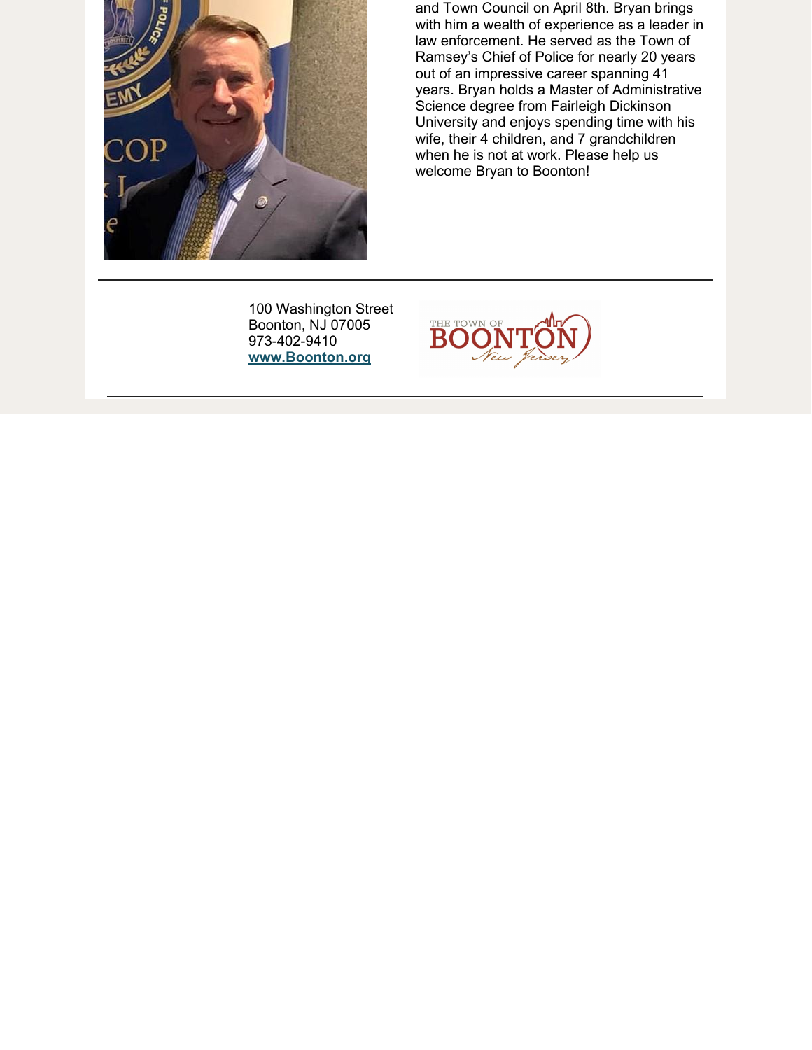and Town Council on April 8th. Bryan brings with him a wealth of experience as a leader in law enforcement. He served as the Town of Ramsey's Chief of Police for nearly 20 years out of an impressive career spanning 41 years. Bryan holds a Master of Administrative Science degree from Fairleigh Dickinson University and enjoys spending time with his wife, their 4 children, and 7 grandchildren when he is not at work. Please help us welcome Bryan to Boonton!

---

100 Washington Street
Boonton, NJ 07005
973-402-9410
**www.Boonton.org**

THE TOWN OF BOONTON New Jersey